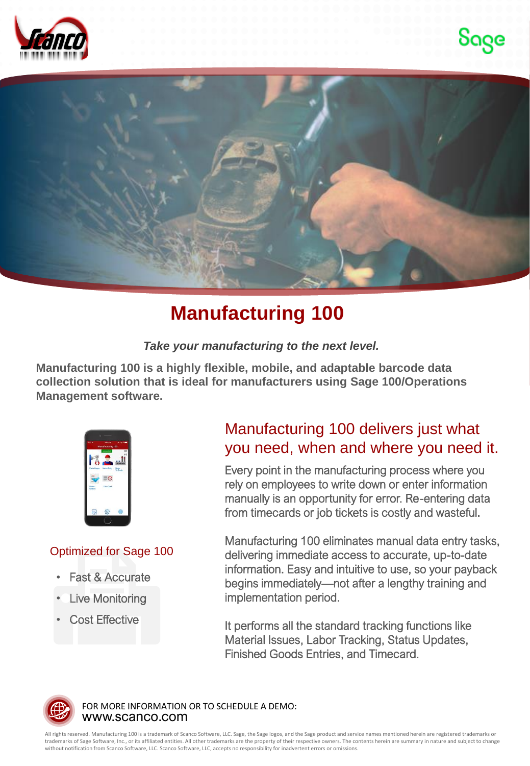# Manufacturing 100

***Take your manufacturing to the next level.***

**Manufacturing 100 is a highly flexible, mobile, and adaptable barcode data collection solution that is ideal for manufacturers using Sage 100/Operations Management software.**

## Manufacturing 100 delivers just what you need, when and where you need it.

Every point in the manufacturing process where you rely on employees to write down or enter information manually is an opportunity for error. Re-entering data from timecards or job tickets is costly and wasteful.

Manufacturing 100 eliminates manual data entry tasks, delivering immediate access to accurate, up-to-date information. Easy and intuitive to use, so your payback begins immediately—not after a lengthy training and implementation period.

It performs all the standard tracking functions like Material Issues, Labor Tracking, Status Updates, Finished Goods Entries, and Timecard.

### Optimized for Sage 100

- Fast & Accurate
- Live Monitoring
- Cost Effective

FOR MORE INFORMATION OR TO SCHEDULE A DEMO:
www.scanco.com

All rights reserved. Manufacturing 100 is a trademark of Scanco Software, LLC. Sage, the Sage logos, and the Sage product and service names mentioned herein are registered trademarks or trademarks of Sage Software, Inc., or its affiliated entities. All other trademarks are the property of their respective owners. The contents herein are summary in nature and subject to change without notification from Scanco Software, LLC. Scanco Software, LLC, accepts no responsibility for inadvertent errors or omissions.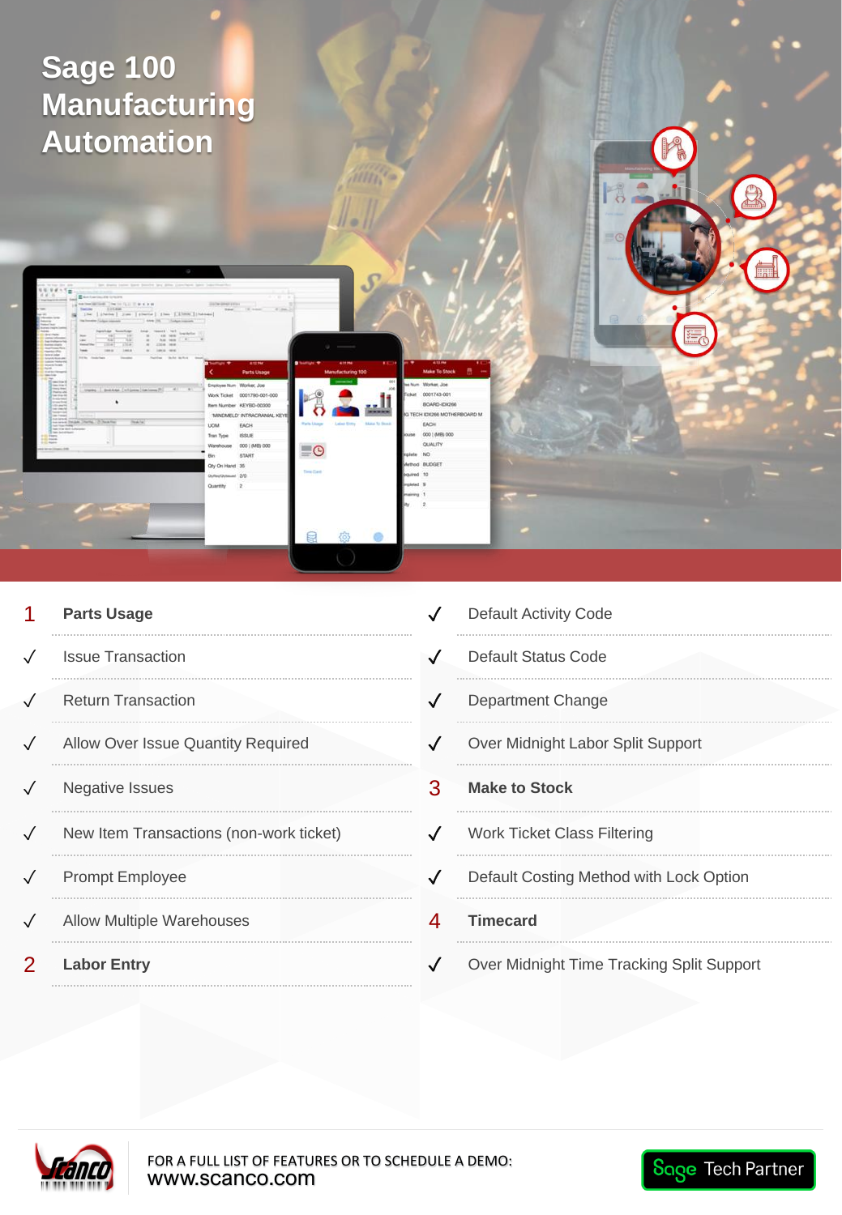# Sage 100 Manufacturing Automation

## 1 Parts Usage

- ✓ Issue Transaction
- ✓ Return Transaction
- ✓ Allow Over Issue Quantity Required
- ✓ Negative Issues
- ✓ New Item Transactions (non-work ticket)
- ✓ Prompt Employee
- ✓ Allow Multiple Warehouses

## 2 Labor Entry

- ✓ Default Activity Code
- ✓ Default Status Code
- ✓ Department Change
- ✓ Over Midnight Labor Split Support

## 3 Make to Stock

- ✓ Work Ticket Class Filtering
- ✓ Default Costing Method with Lock Option

## 4 Timecard

- ✓ Over Midnight Time Tracking Split Support

FOR A FULL LIST OF FEATURES OR TO SCHEDULE A DEMO:
www.scanco.com

Sage Tech Partner